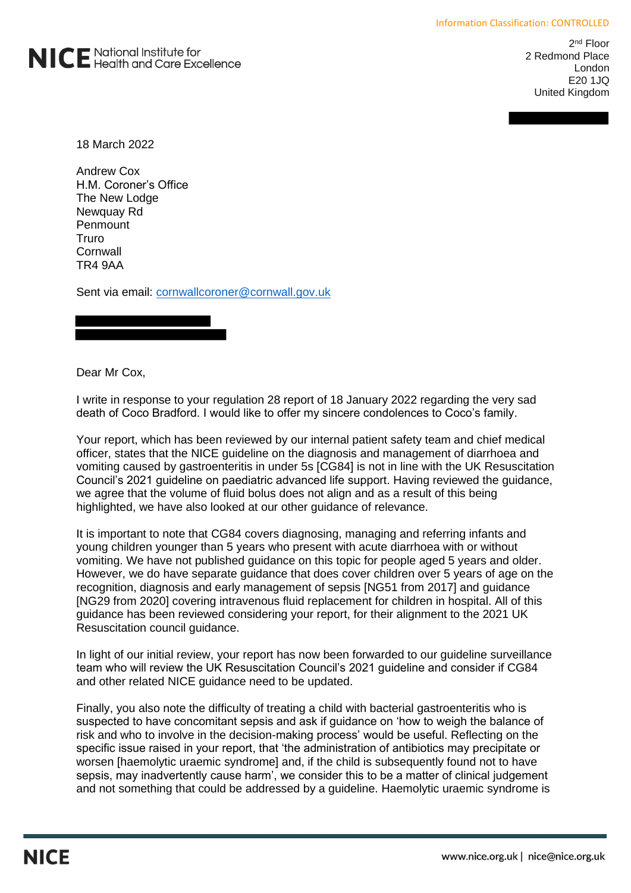Information Classification: CONTROLLED

**NICE** National Institute for Health and Care Excellence

2nd Floor
2 Redmond Place
London
E20 1JQ
United Kingdom

18 March 2022

Andrew Cox
H.M. Coroner's Office
The New Lodge
Newquay Rd
Penmount
Truro
Cornwall
TR4 9AA

Sent via email: cornwallcoroner@cornwall.gov.uk

Dear Mr Cox,

I write in response to your regulation 28 report of 18 January 2022 regarding the very sad death of Coco Bradford. I would like to offer my sincere condolences to Coco's family.

Your report, which has been reviewed by our internal patient safety team and chief medical officer, states that the NICE guideline on the diagnosis and management of diarrhoea and vomiting caused by gastroenteritis in under 5s [CG84] is not in line with the UK Resuscitation Council's 2021 guideline on paediatric advanced life support. Having reviewed the guidance, we agree that the volume of fluid bolus does not align and as a result of this being highlighted, we have also looked at our other guidance of relevance.

It is important to note that CG84 covers diagnosing, managing and referring infants and young children younger than 5 years who present with acute diarrhoea with or without vomiting. We have not published guidance on this topic for people aged 5 years and older. However, we do have separate guidance that does cover children over 5 years of age on the recognition, diagnosis and early management of sepsis [NG51 from 2017] and guidance [NG29 from 2020] covering intravenous fluid replacement for children in hospital. All of this guidance has been reviewed considering your report, for their alignment to the 2021 UK Resuscitation council guidance.

In light of our initial review, your report has now been forwarded to our guideline surveillance team who will review the UK Resuscitation Council's 2021 guideline and consider if CG84 and other related NICE guidance need to be updated.

Finally, you also note the difficulty of treating a child with bacterial gastroenteritis who is suspected to have concomitant sepsis and ask if guidance on 'how to weigh the balance of risk and who to involve in the decision-making process' would be useful. Reflecting on the specific issue raised in your report, that 'the administration of antibiotics may precipitate or worsen [haemolytic uraemic syndrome] and, if the child is subsequently found not to have sepsis, may inadvertently cause harm', we consider this to be a matter of clinical judgement and not something that could be addressed by a guideline. Haemolytic uraemic syndrome is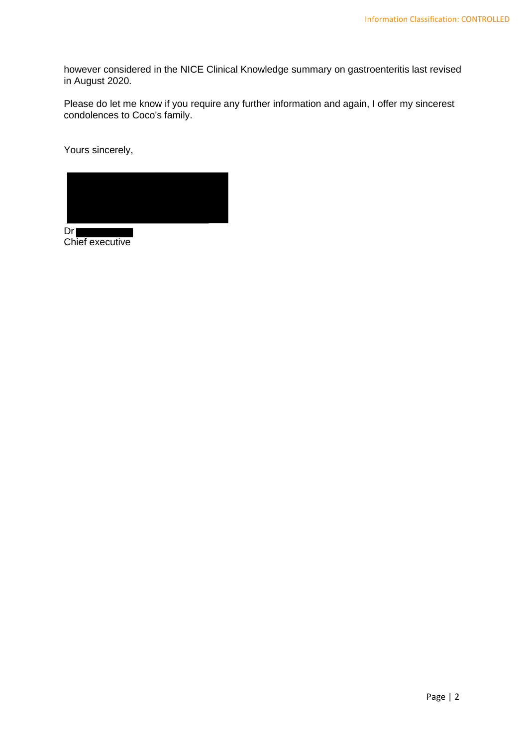however considered in the NICE Clinical Knowledge summary on gastroenteritis last revised in August 2020.

Please do let me know if you require any further information and again, I offer my sincerest condolences to Coco's family.

Yours sincerely,

Dr

Chief executive